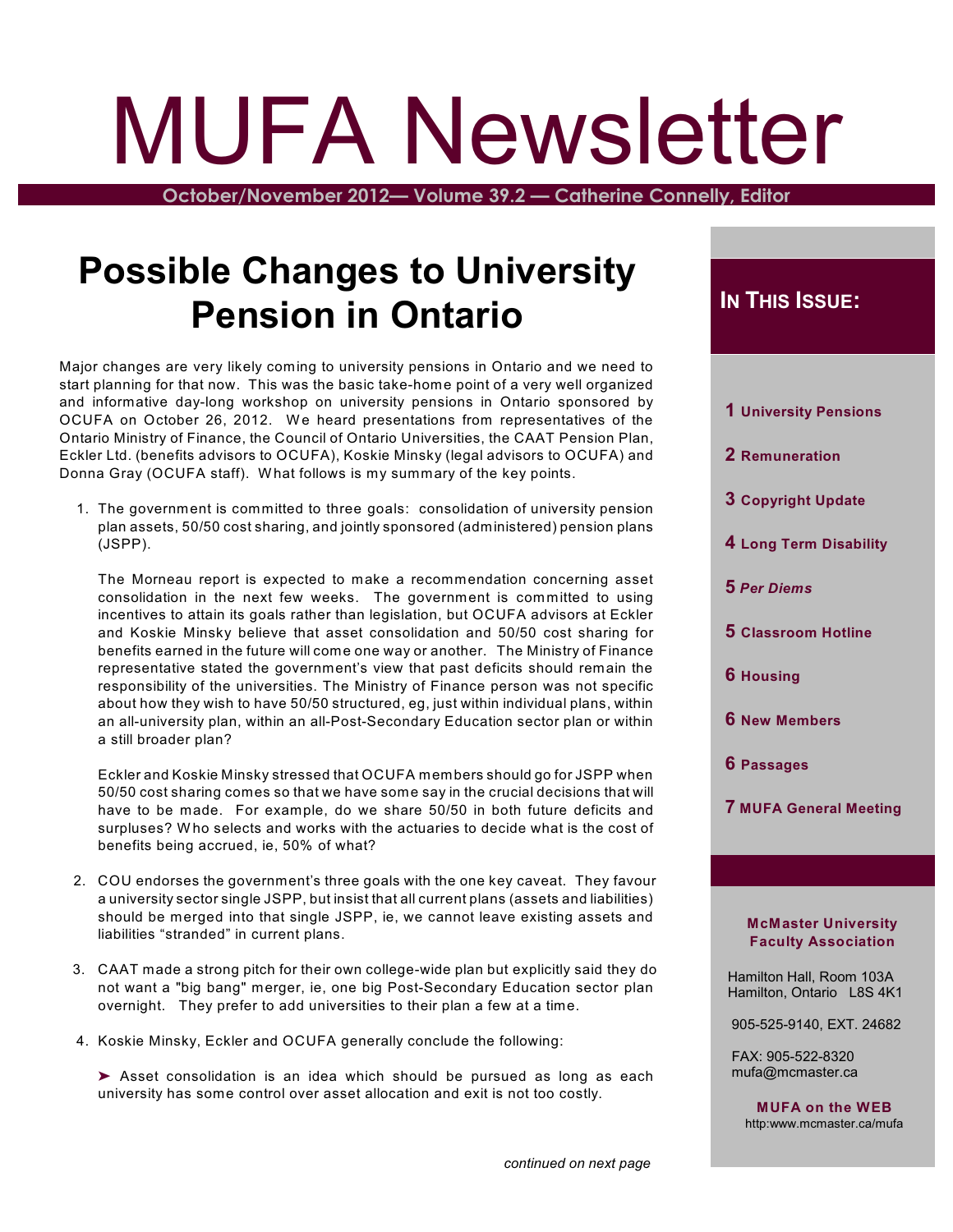# MUFA Newsletter

October/November 2012— Volume 39.2 — Catherine Connelly, Editor

## Possible Changes to University Pension in Ontario

Major changes are very likely coming to university pensions in Ontario and we need to start planning for that now. This was the basic take-home point of a very well organized and informative day-long workshop on university pensions in Ontario sponsored by OCUFA on October 26, 2012. We heard presentations from representatives of the Ontario Ministry of Finance, the Council of Ontario Universities, the CAAT Pension Plan, Eckler Ltd. (benefits advisors to OCUFA), Koskie Minsky (legal advisors to OCUFA) and Donna Gray (OCUFA staff). What follows is my summary of the key points.

1. The government is committed to three goals: consolidation of university pension plan assets, 50/50 cost sharing, and jointly sponsored (administered) pension plans (JSPP).

   The Morneau report is expected to make a recommendation concerning asset consolidation in the next few weeks. The government is committed to using incentives to attain its goals rather than legislation, but OCUFA advisors at Eckler and Koskie Minsky believe that asset consolidation and 50/50 cost sharing for benefits earned in the future will come one way or another. The Ministry of Finance representative stated the government's view that past deficits should remain the responsibility of the universities. The Ministry of Finance person was not specific about how they wish to have 50/50 structured, eg, just within individual plans, within an all-university plan, within an all-Post-Secondary Education sector plan or within a still broader plan?

   Eckler and Koskie Minsky stressed that OCUFA members should go for JSPP when 50/50 cost sharing comes so that we have some say in the crucial decisions that will have to be made. For example, do we share 50/50 in both future deficits and surpluses? Who selects and works with the actuaries to decide what is the cost of benefits being accrued, ie, 50% of what?

2. COU endorses the government's three goals with the one key caveat. They favour a university sector single JSPP, but insist that all current plans (assets and liabilities) should be merged into that single JSPP, ie, we cannot leave existing assets and liabilities "stranded" in current plans.

3. CAAT made a strong pitch for their own college-wide plan but explicitly said they do not want a "big bang" merger, ie, one big Post-Secondary Education sector plan overnight. They prefer to add universities to their plan a few at a time.

4. Koskie Minsky, Eckler and OCUFA generally conclude the following:

   ➤ Asset consolidation is an idea which should be pursued as long as each university has some control over asset allocation and exit is not too costly.

*continued on next page*

### In This Issue:

- **1** University Pensions
- **2** Remuneration
- **3** Copyright Update
- **4** Long Term Disability
- **5** *Per Diems*
- **5** Classroom Hotline
- **6** Housing
- **6** New Members
- **6** Passages
- **7** MUFA General Meeting

**McMaster University Faculty Association**

Hamilton Hall, Room 103A
Hamilton, Ontario L8S 4K1

905-525-9140, EXT. 24682

FAX: 905-522-8320
mufa@mcmaster.ca

**MUFA on the WEB**
http:www.mcmaster.ca/mufa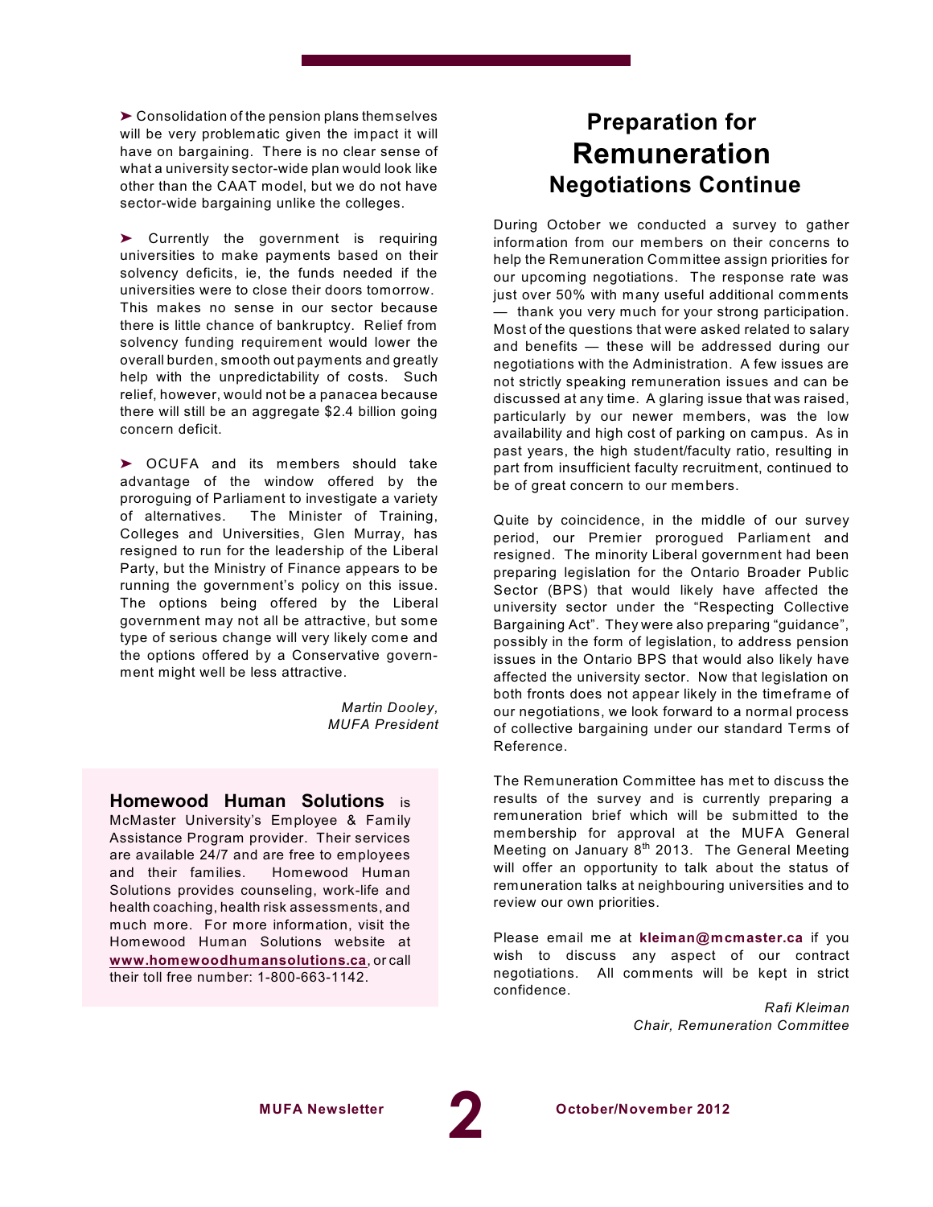➤ Consolidation of the pension plans themselves will be very problematic given the impact it will have on bargaining. There is no clear sense of what a university sector-wide plan would look like other than the CAAT model, but we do not have sector-wide bargaining unlike the colleges.

➤ Currently the government is requiring universities to make payments based on their solvency deficits, ie, the funds needed if the universities were to close their doors tomorrow. This makes no sense in our sector because there is little chance of bankruptcy. Relief from solvency funding requirement would lower the overall burden, smooth out payments and greatly help with the unpredictability of costs. Such relief, however, would not be a panacea because there will still be an aggregate $2.4 billion going concern deficit.

➤ OCUFA and its members should take advantage of the window offered by the proroguing of Parliament to investigate a variety of alternatives. The Minister of Training, Colleges and Universities, Glen Murray, has resigned to run for the leadership of the Liberal Party, but the Ministry of Finance appears to be running the government's policy on this issue. The options being offered by the Liberal government may not all be attractive, but some type of serious change will very likely come and the options offered by a Conservative government might well be less attractive.

*Martin Dooley,*
*MUFA President*

**Homewood Human Solutions** is McMaster University's Employee & Family Assistance Program provider. Their services are available 24/7 and are free to employees and their families. Homewood Human Solutions provides counseling, work-life and health coaching, health risk assessments, and much more. For more information, visit the Homewood Human Solutions website at **www.homewoodhumansolutions.ca**, or call their toll free number: 1-800-663-1142.

# Preparation for Remuneration Negotiations Continue

During October we conducted a survey to gather information from our members on their concerns to help the Remuneration Committee assign priorities for our upcoming negotiations. The response rate was just over 50% with many useful additional comments — thank you very much for your strong participation. Most of the questions that were asked related to salary and benefits — these will be addressed during our negotiations with the Administration. A few issues are not strictly speaking remuneration issues and can be discussed at any time. A glaring issue that was raised, particularly by our newer members, was the low availability and high cost of parking on campus. As in past years, the high student/faculty ratio, resulting in part from insufficient faculty recruitment, continued to be of great concern to our members.

Quite by coincidence, in the middle of our survey period, our Premier prorogued Parliament and resigned. The minority Liberal government had been preparing legislation for the Ontario Broader Public Sector (BPS) that would likely have affected the university sector under the "Respecting Collective Bargaining Act". They were also preparing "guidance", possibly in the form of legislation, to address pension issues in the Ontario BPS that would also likely have affected the university sector. Now that legislation on both fronts does not appear likely in the timeframe of our negotiations, we look forward to a normal process of collective bargaining under our standard Terms of Reference.

The Remuneration Committee has met to discuss the results of the survey and is currently preparing a remuneration brief which will be submitted to the membership for approval at the MUFA General Meeting on January 8th 2013. The General Meeting will offer an opportunity to talk about the status of remuneration talks at neighbouring universities and to review our own priorities.

Please email me at **kleiman@mcmaster.ca** if you wish to discuss any aspect of our contract negotiations. All comments will be kept in strict confidence.

*Rafi Kleiman*
*Chair, Remuneration Committee*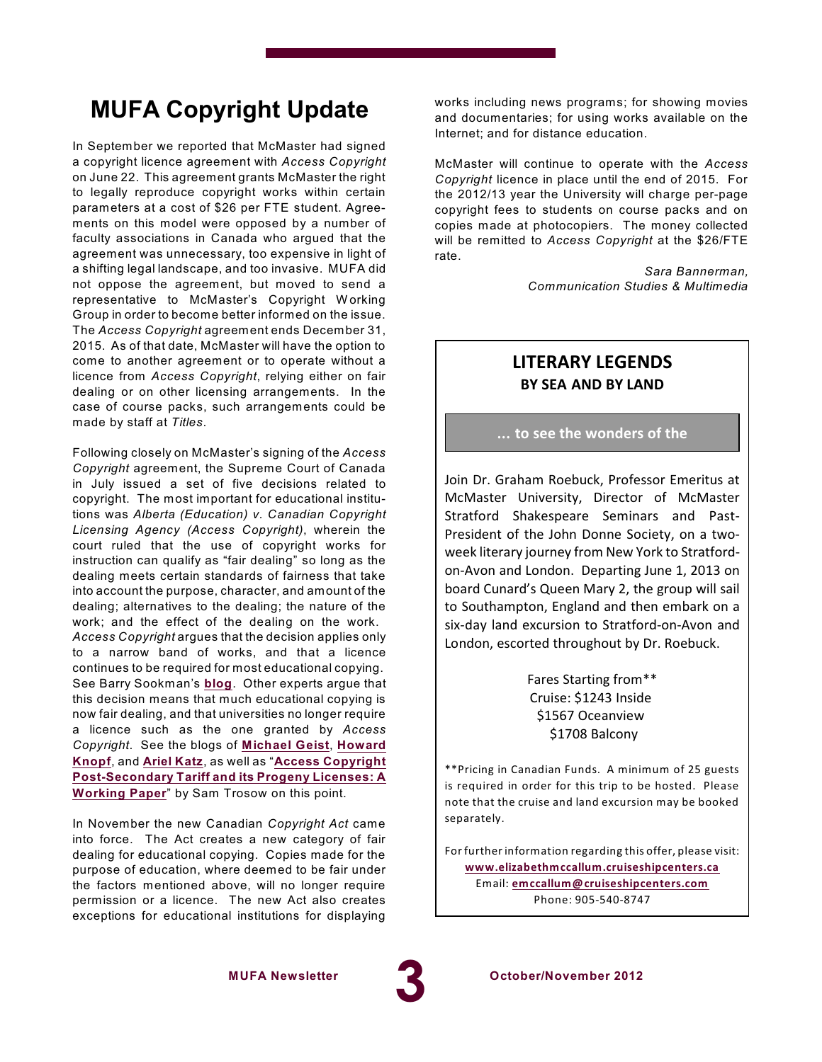# MUFA Copyright Update

In September we reported that McMaster had signed a copyright licence agreement with *Access Copyright* on June 22. This agreement grants McMaster the right to legally reproduce copyright works within certain parameters at a cost of $26 per FTE student. Agreements on this model were opposed by a number of faculty associations in Canada who argued that the agreement was unnecessary, too expensive in light of a shifting legal landscape, and too invasive. MUFA did not oppose the agreement, but moved to send a representative to McMaster's Copyright Working Group in order to become better informed on the issue. The *Access Copyright* agreement ends December 31, 2015. As of that date, McMaster will have the option to come to another agreement or to operate without a licence from *Access Copyright*, relying either on fair dealing or on other licensing arrangements. In the case of course packs, such arrangements could be made by staff at *Titles*.

Following closely on McMaster's signing of the *Access Copyright* agreement, the Supreme Court of Canada in July issued a set of five decisions related to copyright. The most important for educational institutions was *Alberta (Education) v. Canadian Copyright Licensing Agency (Access Copyright)*, wherein the court ruled that the use of copyright works for instruction can qualify as "fair dealing" so long as the dealing meets certain standards of fairness that take into account the purpose, character, and amount of the dealing; alternatives to the dealing; the nature of the work; and the effect of the dealing on the work. *Access Copyright* argues that the decision applies only to a narrow band of works, and that a licence continues to be required for most educational copying. See Barry Sookman's **blog**. Other experts argue that this decision means that much educational copying is now fair dealing, and that universities no longer require a licence such as the one granted by *Access Copyright*. See the blogs of **Michael Geist**, **Howard Knopf**, and **Ariel Katz**, as well as "**Access Copyright Post-Secondary Tariff and its Progeny Licenses: A Working Paper**" by Sam Trosow on this point.

In November the new Canadian *Copyright Act* came into force. The Act creates a new category of fair dealing for educational copying. Copies made for the purpose of education, where deemed to be fair under the factors mentioned above, will no longer require permission or a licence. The new Act also creates exceptions for educational institutions for displaying works including news programs; for showing movies and documentaries; for using works available on the Internet; and for distance education.

McMaster will continue to operate with the *Access Copyright* licence in place until the end of 2015. For the 2012/13 year the University will charge per-page copyright fees to students on course packs and on copies made at photocopiers. The money collected will be remitted to *Access Copyright* at the $26/FTE rate.

*Sara Bannerman,*
*Communication Studies & Multimedia*

---

## LITERARY LEGENDS
### BY SEA AND BY LAND

**... to see the wonders of the**

Join Dr. Graham Roebuck, Professor Emeritus at McMaster University, Director of McMaster Stratford Shakespeare Seminars and Past-President of the John Donne Society, on a two-week literary journey from New York to Stratford-on-Avon and London. Departing June 1, 2013 on board Cunard's Queen Mary 2, the group will sail to Southampton, England and then embark on a six-day land excursion to Stratford-on-Avon and London, escorted throughout by Dr. Roebuck.

Fares Starting from**
Cruise: $1243 Inside
$1567 Oceanview
$1708 Balcony

**Pricing in Canadian Funds. A minimum of 25 guests is required in order for this trip to be hosted. Please note that the cruise and land excursion may be booked separately.

For further information regarding this offer, please visit:
**www.elizabethmccallum.cruiseshipcenters.ca**
Email: **emccallum@cruiseshipcenters.com**
Phone: 905-540-8747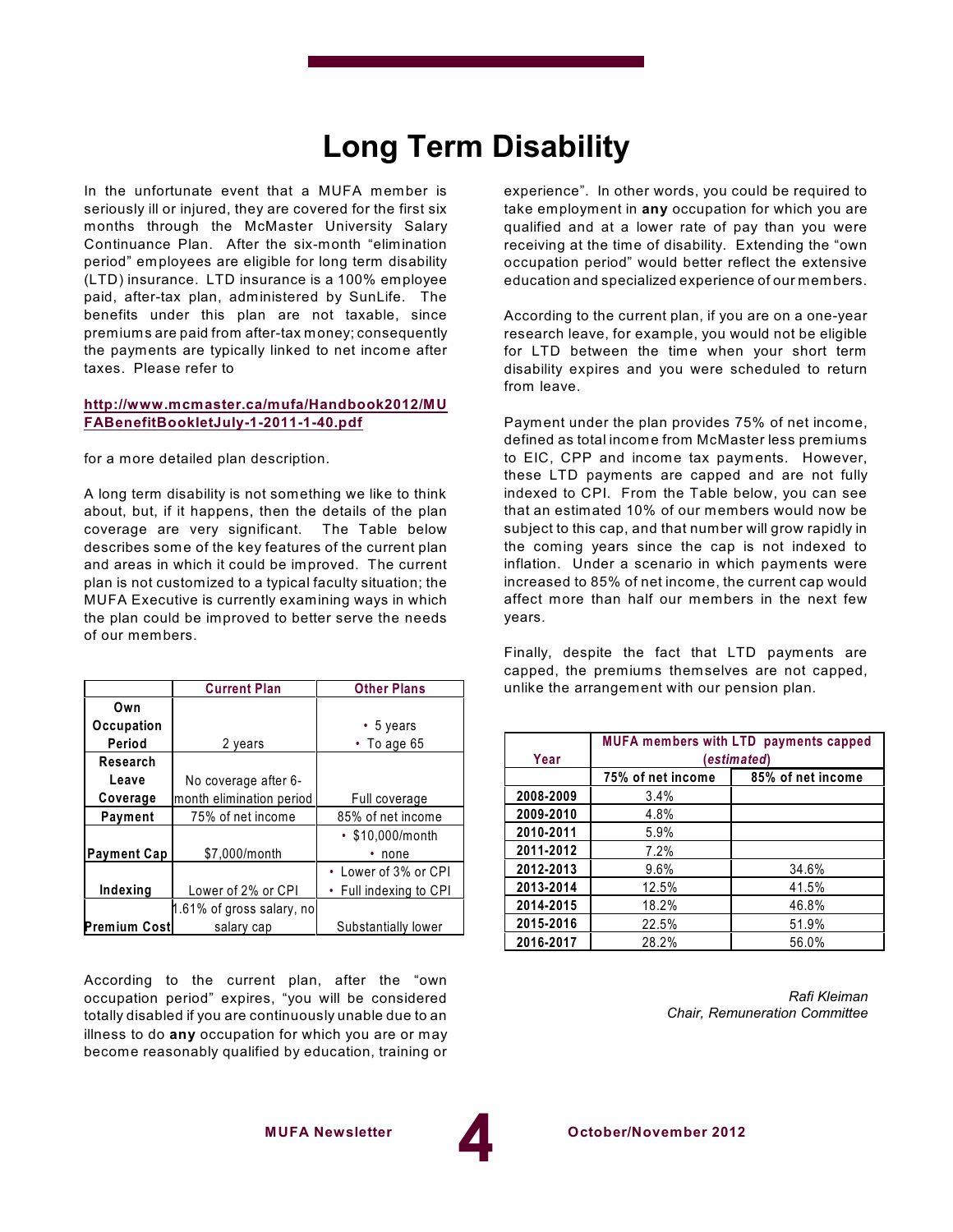# Long Term Disability

In the unfortunate event that a MUFA member is seriously ill or injured, they are covered for the first six months through the McMaster University Salary Continuance Plan. After the six-month "elimination period" employees are eligible for long term disability (LTD) insurance. LTD insurance is a 100% employee paid, after-tax plan, administered by SunLife. The benefits under this plan are not taxable, since premiums are paid from after-tax money; consequently the payments are typically linked to net income after taxes. Please refer to

**http://www.mcmaster.ca/mufa/Handbook2012/MUFABenefitBookletJuly-1-2011-1-40.pdf**

for a more detailed plan description.

A long term disability is not something we like to think about, but, if it happens, then the details of the plan coverage are very significant. The Table below describes some of the key features of the current plan and areas in which it could be improved. The current plan is not customized to a typical faculty situation; the MUFA Executive is currently examining ways in which the plan could be improved to better serve the needs of our members.

| | Current Plan | Other Plans |
|---|---|---|
| **Own Occupation Period** | 2 years | • 5 years<br>• To age 65 |
| **Research Leave Coverage** | No coverage after 6-month elimination period | Full coverage |
| **Payment** | 75% of net income | 85% of net income |
| **Payment Cap** | $7,000/month | • $10,000/month<br>• none |
| **Indexing** | Lower of 2% or CPI | • Lower of 3% or CPI<br>• Full indexing to CPI |
| **Premium Cost** | 1.61% of gross salary, no salary cap | Substantially lower |

According to the current plan, after the "own occupation period" expires, "you will be considered totally disabled if you are continuously unable due to an illness to do **any** occupation for which you are or may become reasonably qualified by education, training or experience". In other words, you could be required to take employment in **any** occupation for which you are qualified and at a lower rate of pay than you were receiving at the time of disability. Extending the "own occupation period" would better reflect the extensive education and specialized experience of our members.

According to the current plan, if you are on a one-year research leave, for example, you would not be eligible for LTD between the time when your short term disability expires and you were scheduled to return from leave.

Payment under the plan provides 75% of net income, defined as total income from McMaster less premiums to EIC, CPP and income tax payments. However, these LTD payments are capped and are not fully indexed to CPI. From the Table below, you can see that an estimated 10% of our members would now be subject to this cap, and that number will grow rapidly in the coming years since the cap is not indexed to inflation. Under a scenario in which payments were increased to 85% of net income, the current cap would affect more than half our members in the next few years.

Finally, despite the fact that LTD payments are capped, the premiums themselves are not capped, unlike the arrangement with our pension plan.

| Year | MUFA members with LTD payments capped (*estimated*) | |
|---|---|---|
| | 75% of net income | 85% of net income |
| 2008-2009 | 3.4% | |
| 2009-2010 | 4.8% | |
| 2010-2011 | 5.9% | |
| 2011-2012 | 7.2% | |
| 2012-2013 | 9.6% | 34.6% |
| 2013-2014 | 12.5% | 41.5% |
| 2014-2015 | 18.2% | 46.8% |
| 2015-2016 | 22.5% | 51.9% |
| 2016-2017 | 28.2% | 56.0% |

*Rafi Kleiman*
*Chair, Remuneration Committee*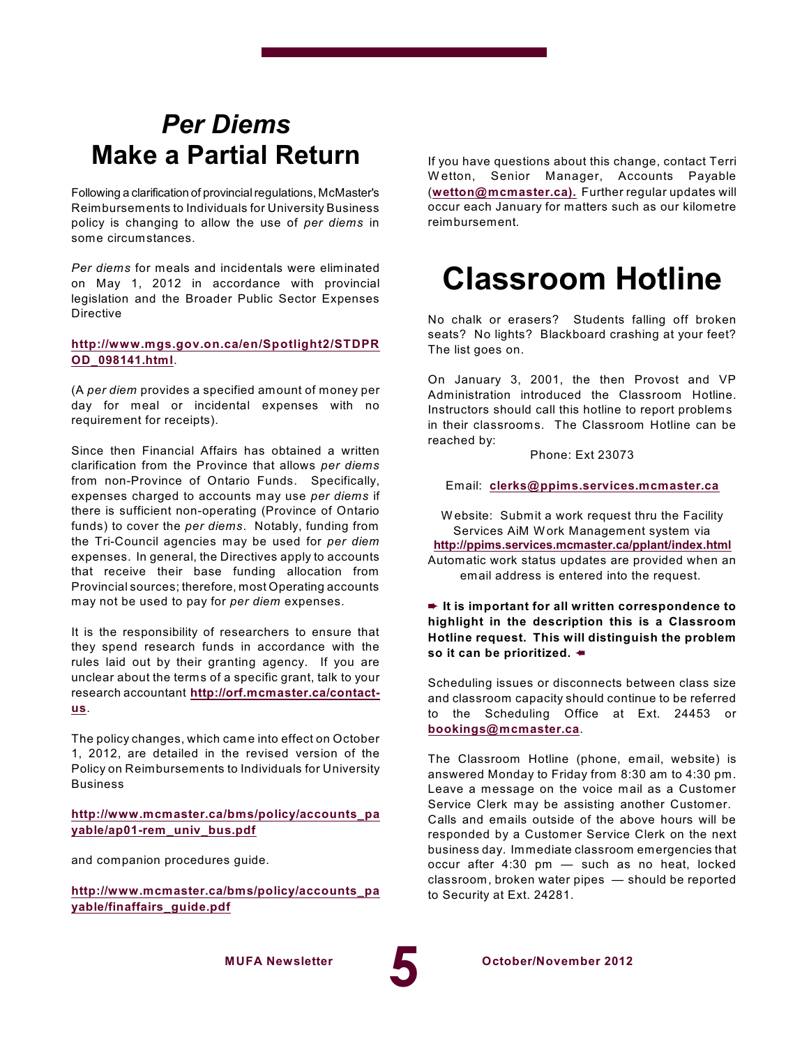# *Per Diems* Make a Partial Return

Following a clarification of provincial regulations, McMaster's Reimbursements to Individuals for University Business policy is changing to allow the use of *per diems* in some circumstances.

*Per diems* for meals and incidentals were eliminated on May 1, 2012 in accordance with provincial legislation and the Broader Public Sector Expenses Directive

**http://www.mgs.gov.on.ca/en/Spotlight2/STDPROD_098141.html**.

(A *per diem* provides a specified amount of money per day for meal or incidental expenses with no requirement for receipts).

Since then Financial Affairs has obtained a written clarification from the Province that allows *per diems* from non-Province of Ontario Funds. Specifically, expenses charged to accounts may use *per diems* if there is sufficient non-operating (Province of Ontario funds) to cover the *per diems*. Notably, funding from the Tri-Council agencies may be used for *per diem* expenses. In general, the Directives apply to accounts that receive their base funding allocation from Provincial sources; therefore, most Operating accounts may not be used to pay for *per diem* expenses.

It is the responsibility of researchers to ensure that they spend research funds in accordance with the rules laid out by their granting agency. If you are unclear about the terms of a specific grant, talk to your research accountant **http://orf.mcmaster.ca/contact-us**.

The policy changes, which came into effect on October 1, 2012, are detailed in the revised version of the Policy on Reimbursements to Individuals for University Business

**http://www.mcmaster.ca/bms/policy/accounts_payable/ap01-rem_univ_bus.pdf**

and companion procedures guide.

**http://www.mcmaster.ca/bms/policy/accounts_payable/finaffairs_guide.pdf**

If you have questions about this change, contact Terri Wetton, Senior Manager, Accounts Payable (**wetton@mcmaster.ca).** Further regular updates will occur each January for matters such as our kilometre reimbursement.

# Classroom Hotline

No chalk or erasers? Students falling off broken seats? No lights? Blackboard crashing at your feet? The list goes on.

On January 3, 2001, the then Provost and VP Administration introduced the Classroom Hotline. Instructors should call this hotline to report problems in their classrooms. The Classroom Hotline can be reached by:

Phone: Ext 23073

Email: **clerks@ppims.services.mcmaster.ca**

Website: Submit a work request thru the Facility Services AiM Work Management system via **http://ppims.services.mcmaster.ca/pplant/index.html** Automatic work status updates are provided when an email address is entered into the request.

➨ **It is important for all written correspondence to highlight in the description this is a Classroom Hotline request. This will distinguish the problem so it can be prioritized.** ➨

Scheduling issues or disconnects between class size and classroom capacity should continue to be referred to the Scheduling Office at Ext. 24453 or **bookings@mcmaster.ca**.

The Classroom Hotline (phone, email, website) is answered Monday to Friday from 8:30 am to 4:30 pm. Leave a message on the voice mail as a Customer Service Clerk may be assisting another Customer. Calls and emails outside of the above hours will be responded by a Customer Service Clerk on the next business day. Immediate classroom emergencies that occur after 4:30 pm — such as no heat, locked classroom, broken water pipes — should be reported to Security at Ext. 24281.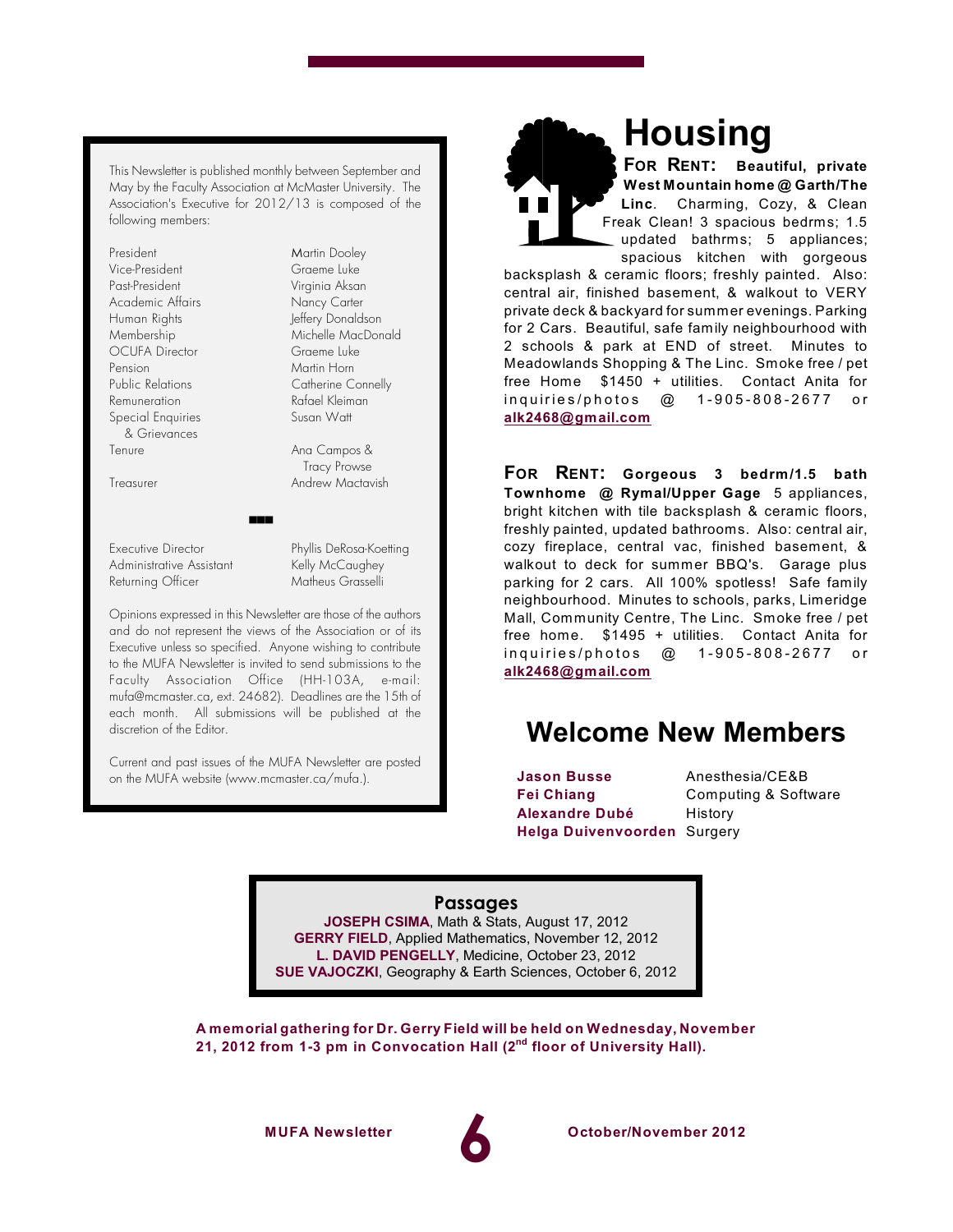This Newsletter is published monthly between September and May by the Faculty Association at McMaster University. The Association's Executive for 2012/13 is composed of the following members:

| | |
|---|---|
| President | Martin Dooley |
| Vice-President | Graeme Luke |
| Past-President | Virginia Aksan |
| Academic Affairs | Nancy Carter |
| Human Rights | Jeffery Donaldson |
| Membership | Michelle MacDonald |
| OCUFA Director | Graeme Luke |
| Pension | Martin Horn |
| Public Relations | Catherine Connelly |
| Remuneration | Rafael Kleiman |
| Special Enquiries & Grievances | Susan Watt |
| Tenure | Ana Campos & Tracy Prowse |
| Treasurer | Andrew Mactavish |

| | |
|---|---|
| Executive Director | Phyllis DeRosa-Koetting |
| Administrative Assistant | Kelly McCaughey |
| Returning Officer | Matheus Grasselli |

Opinions expressed in this Newsletter are those of the authors and do not represent the views of the Association or of its Executive unless so specified. Anyone wishing to contribute to the MUFA Newsletter is invited to send submissions to the Faculty Association Office (HH-103A, e-mail: mufa@mcmaster.ca, ext. 24682). Deadlines are the 15th of each month. All submissions will be published at the discretion of the Editor.

Current and past issues of the MUFA Newsletter are posted on the MUFA website (www.mcmaster.ca/mufa.).

# Housing

**FOR RENT: Beautiful, private West Mountain home @ Garth/The Linc**. Charming, Cozy, & Clean Freak Clean! 3 spacious bedrms; 1.5 updated bathrms; 5 appliances; spacious kitchen with gorgeous backsplash & ceramic floors; freshly painted. Also: central air, finished basement, & walkout to VERY private deck & backyard for summer evenings. Parking for 2 Cars. Beautiful, safe family neighbourhood with 2 schools & park at END of street. Minutes to Meadowlands Shopping & The Linc. Smoke free / pet free Home $1450 + utilities. Contact Anita for inquiries/photos @ 1-905-808-2677 or **alk2468@gmail.com**

**FOR RENT: Gorgeous 3 bedrm/1.5 bath Townhome @ Rymal/Upper Gage** 5 appliances, bright kitchen with tile backsplash & ceramic floors, freshly painted, updated bathrooms. Also: central air, cozy fireplace, central vac, finished basement, & walkout to deck for summer BBQ's. Garage plus parking for 2 cars. All 100% spotless! Safe family neighbourhood. Minutes to schools, parks, Limeridge Mall, Community Centre, The Linc. Smoke free / pet free home. $1495 + utilities. Contact Anita for inquiries/photos @ 1-905-808-2677 or **alk2468@gmail.com**

# Welcome New Members

| | |
|---|---|
| **Jason Busse** | Anesthesia/CE&B |
| **Fei Chiang** | Computing & Software |
| **Alexandre Dubé** | History |
| **Helga Duivenvoorden** | Surgery |

## Passages

**JOSEPH CSIMA**, Math & Stats, August 17, 2012
**GERRY FIELD**, Applied Mathematics, November 12, 2012
**L. DAVID PENGELLY**, Medicine, October 23, 2012
**SUE VAJOCZKI**, Geography & Earth Sciences, October 6, 2012

**A memorial gathering for Dr. Gerry Field will be held on Wednesday, November 21, 2012 from 1-3 pm in Convocation Hall (2nd floor of University Hall).**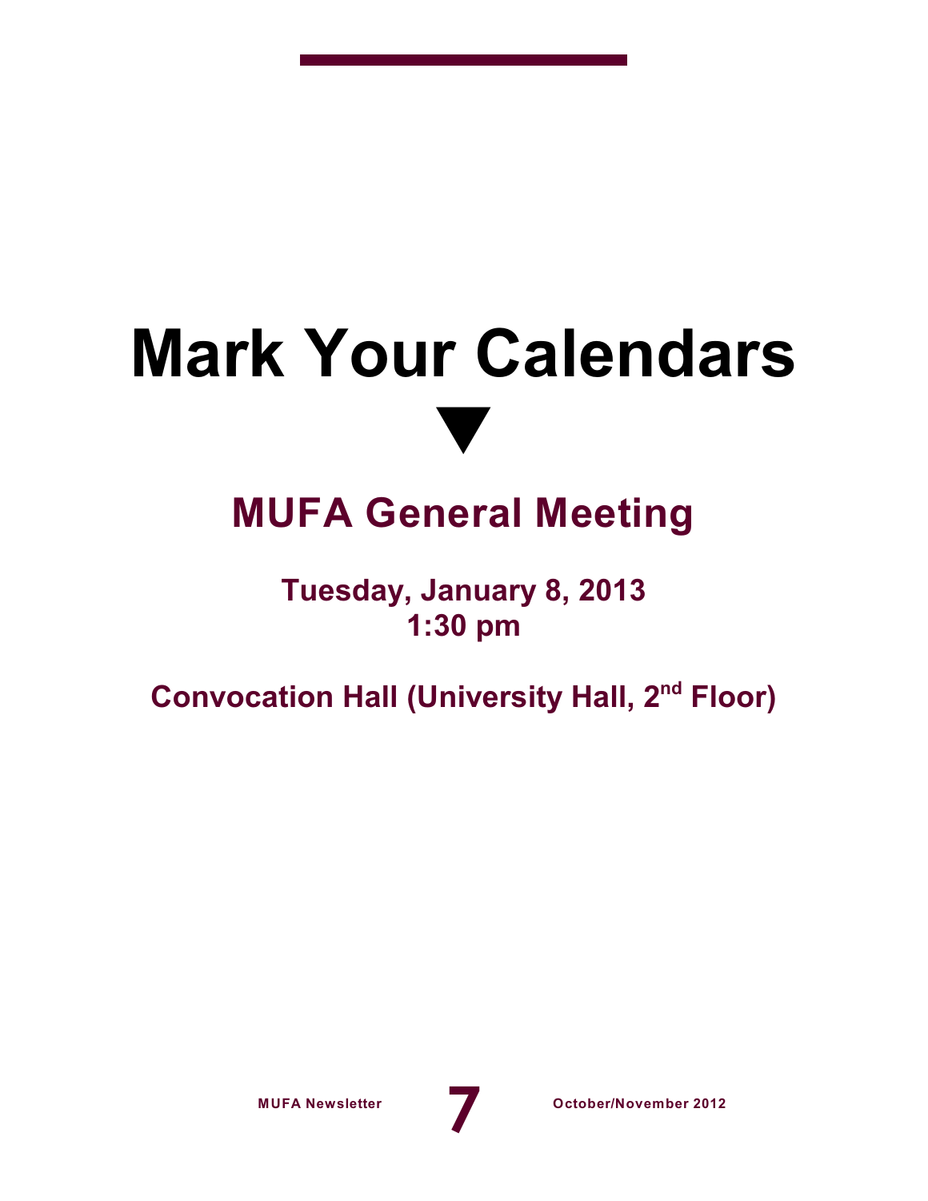# Mark Your Calendars

▼

## MUFA General Meeting

**Tuesday, January 8, 2013**
**1:30 pm**

**Convocation Hall (University Hall, 2nd Floor)**